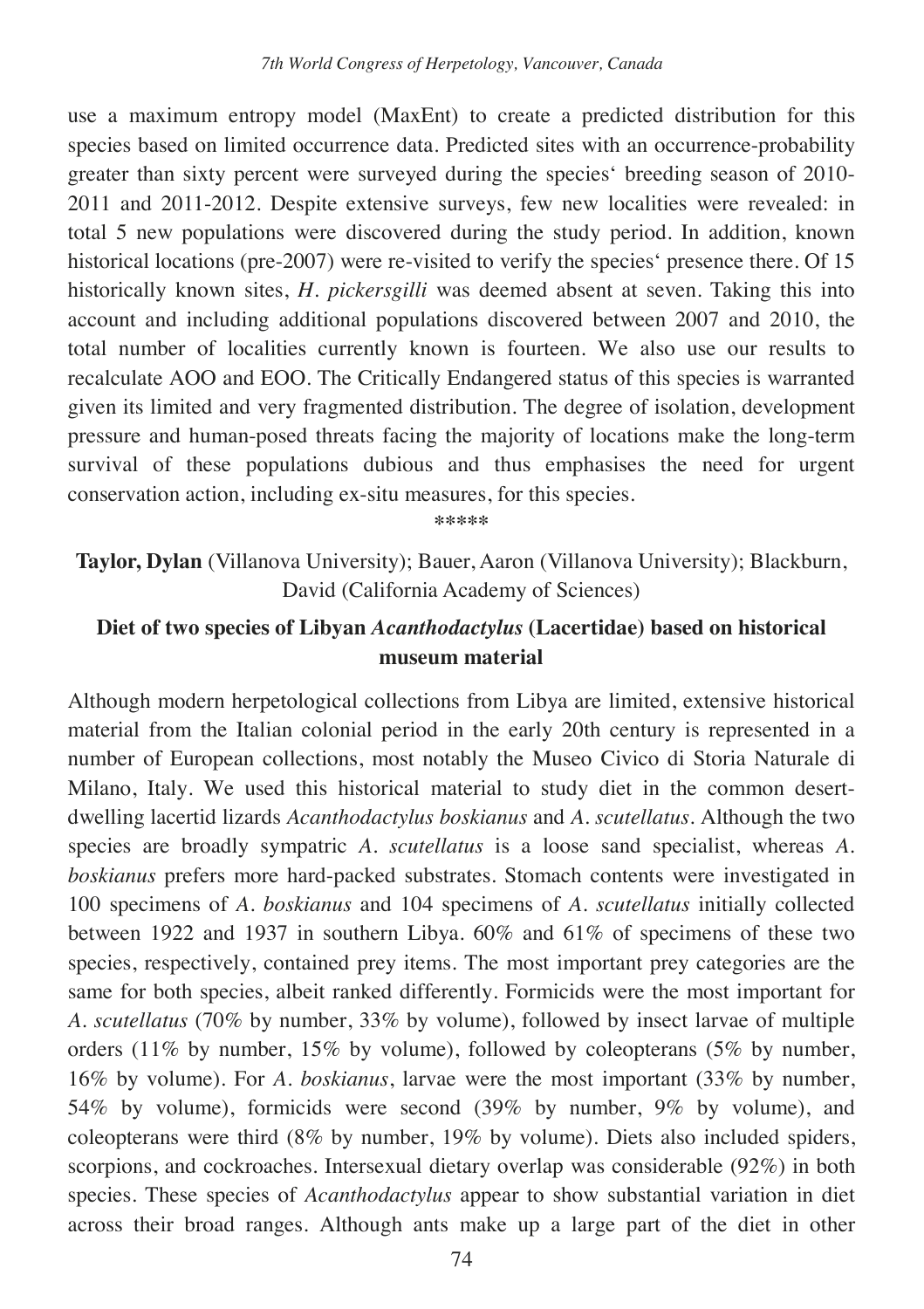use a maximum entropy model (MaxEnt) to create a predicted distribution for this species based on limited occurrence data. Predicted sites with an occurrence-probability greater than sixty percent were surveyed during the species' breeding season of 2010-2011 and 2011-2012. Despite extensive surveys, few new localities were revealed: in total 5 new populations were discovered during the study period. In addition, known historical locations (pre-2007) were re-visited to verify the species' presence there. Of 15 historically known sites, *H. pickersgilli* was deemed absent at seven. Taking this into account and including additional populations discovered between 2007 and 2010, the total number of localities currently known is fourteen. We also use our results to recalculate AOO and EOO. The Critically Endangered status of this species is warranted given its limited and very fragmented distribution. The degree of isolation, development pressure and human-posed threats facing the majority of locations make the long-term survival of these populations dubious and thus emphasises the need for urgent conservation action, including ex-situ measures, for this species.

\*\*\*\*\*

**Taylor, Dylan** (Villanova University); Bauer, Aaron (Villanova University); Blackburn, David (California Academy of Sciences)

### Diet of two species of Libyan *Acanthodactylus* (Lacertidae) based on historical museum material

Although modern herpetological collections from Libya are limited, extensive historical material from the Italian colonial period in the early 20th century is represented in a number of European collections, most notably the Museo Civico di Storia Naturale di Milano, Italy. We used this historical material to study diet in the common desert-dwelling lacertid lizards *Acanthodactylus boskianus* and *A. scutellatus*. Although the two species are broadly sympatric *A. scutellatus* is a loose sand specialist, whereas *A. boskianus* prefers more hard-packed substrates. Stomach contents were investigated in 100 specimens of *A. boskianus* and 104 specimens of *A. scutellatus* initially collected between 1922 and 1937 in southern Libya. 60% and 61% of specimens of these two species, respectively, contained prey items. The most important prey categories are the same for both species, albeit ranked differently. Formicids were the most important for *A. scutellatus* (70% by number, 33% by volume), followed by insect larvae of multiple orders (11% by number, 15% by volume), followed by coleopterans (5% by number, 16% by volume). For *A. boskianus*, larvae were the most important (33% by number, 54% by volume), formicids were second (39% by number, 9% by volume), and coleopterans were third (8% by number, 19% by volume). Diets also included spiders, scorpions, and cockroaches. Intersexual dietary overlap was considerable (92%) in both species. These species of *Acanthodactylus* appear to show substantial variation in diet across their broad ranges. Although ants make up a large part of the diet in other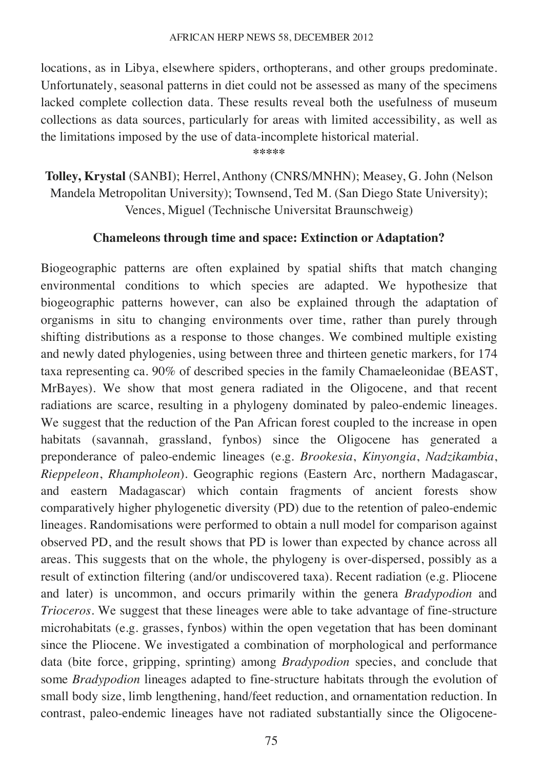locations, as in Libya, elsewhere spiders, orthopterans, and other groups predominate. Unfortunately, seasonal patterns in diet could not be assessed as many of the specimens lacked complete collection data. These results reveal both the usefulness of museum collections as data sources, particularly for areas with limited accessibility, as well as the limitations imposed by the use of data-incomplete historical material.

*****

**Tolley, Krystal** (SANBI); Herrel, Anthony (CNRS/MNHN); Measey, G. John (Nelson Mandela Metropolitan University); Townsend, Ted M. (San Diego State University); Vences, Miguel (Technische Universitat Braunschweig)

### Chameleons through time and space: Extinction or Adaptation?

Biogeographic patterns are often explained by spatial shifts that match changing environmental conditions to which species are adapted. We hypothesize that biogeographic patterns however, can also be explained through the adaptation of organisms in situ to changing environments over time, rather than purely through shifting distributions as a response to those changes. We combined multiple existing and newly dated phylogenies, using between three and thirteen genetic markers, for 174 taxa representing ca. 90% of described species in the family Chamaeleonidae (BEAST, MrBayes). We show that most genera radiated in the Oligocene, and that recent radiations are scarce, resulting in a phylogeny dominated by paleo-endemic lineages. We suggest that the reduction of the Pan African forest coupled to the increase in open habitats (savannah, grassland, fynbos) since the Oligocene has generated a preponderance of paleo-endemic lineages (e.g. *Brookesia*, *Kinyongia*, *Nadzikambia*, *Rieppeleon*, *Rhampholeon*). Geographic regions (Eastern Arc, northern Madagascar, and eastern Madagascar) which contain fragments of ancient forests show comparatively higher phylogenetic diversity (PD) due to the retention of paleo-endemic lineages. Randomisations were performed to obtain a null model for comparison against observed PD, and the result shows that PD is lower than expected by chance across all areas. This suggests that on the whole, the phylogeny is over-dispersed, possibly as a result of extinction filtering (and/or undiscovered taxa). Recent radiation (e.g. Pliocene and later) is uncommon, and occurs primarily within the genera *Bradypodion* and *Trioceros*. We suggest that these lineages were able to take advantage of fine-structure microhabitats (e.g. grasses, fynbos) within the open vegetation that has been dominant since the Pliocene. We investigated a combination of morphological and performance data (bite force, gripping, sprinting) among *Bradypodion* species, and conclude that some *Bradypodion* lineages adapted to fine-structure habitats through the evolution of small body size, limb lengthening, hand/feet reduction, and ornamentation reduction. In contrast, paleo-endemic lineages have not radiated substantially since the Oligocene-